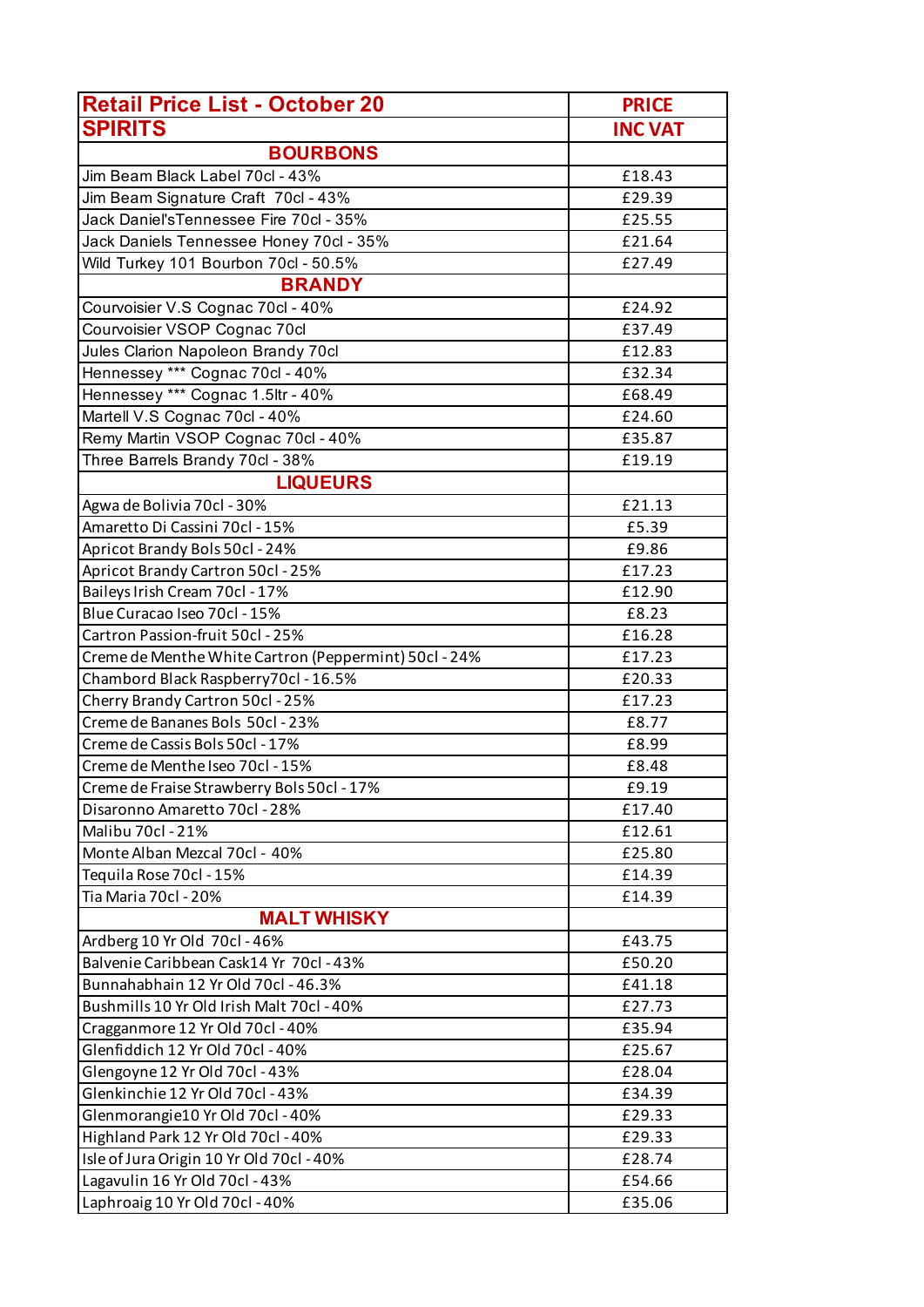| Retail Price List - October 20 | PRICE |
|---|---|
| **SPIRITS** | **INC VAT** |
| **BOURBONS** | |
| Jim Beam Black Label 70cl - 43% | £18.43 |
| Jim Beam Signature Craft  70cl - 43% | £29.39 |
| Jack Daniel'sTennessee Fire 70cl - 35% | £25.55 |
| Jack Daniels Tennessee Honey 70cl - 35% | £21.64 |
| Wild Turkey 101 Bourbon 70cl - 50.5% | £27.49 |
| **BRANDY** | |
| Courvoisier V.S Cognac 70cl - 40% | £24.92 |
| Courvoisier VSOP Cognac 70cl | £37.49 |
| Jules Clarion Napoleon Brandy 70cl | £12.83 |
| Hennessey *** Cognac 70cl - 40% | £32.34 |
| Hennessey *** Cognac 1.5ltr - 40% | £68.49 |
| Martell V.S Cognac 70cl - 40% | £24.60 |
| Remy Martin VSOP Cognac 70cl - 40% | £35.87 |
| Three Barrels Brandy 70cl - 38% | £19.19 |
| **LIQUEURS** | |
| Agwa de Bolivia 70cl - 30% | £21.13 |
| Amaretto Di Cassini 70cl - 15% | £5.39 |
| Apricot Brandy Bols 50cl - 24% | £9.86 |
| Apricot Brandy Cartron 50cl - 25% | £17.23 |
| Baileys Irish Cream 70cl - 17% | £12.90 |
| Blue Curacao Iseo 70cl - 15% | £8.23 |
| Cartron Passion-fruit 50cl - 25% | £16.28 |
| Creme de Menthe White Cartron (Peppermint) 50cl - 24% | £17.23 |
| Chambord Black Raspberry70cl - 16.5% | £20.33 |
| Cherry Brandy Cartron 50cl - 25% | £17.23 |
| Creme de Bananes Bols  50cl - 23% | £8.77 |
| Creme de Cassis Bols 50cl - 17% | £8.99 |
| Creme de Menthe Iseo 70cl - 15% | £8.48 |
| Creme de Fraise Strawberry Bols 50cl - 17% | £9.19 |
| Disaronno Amaretto 70cl - 28% | £17.40 |
| Malibu 70cl - 21% | £12.61 |
| Monte Alban Mezcal 70cl -  40% | £25.80 |
| Tequila Rose 70cl - 15% | £14.39 |
| Tia Maria 70cl - 20% | £14.39 |
| **MALT WHISKY** | |
| Ardberg 10 Yr Old  70cl - 46% | £43.75 |
| Balvenie Caribbean Cask14 Yr  70cl - 43% | £50.20 |
| Bunnahabhain 12 Yr Old 70cl - 46.3% | £41.18 |
| Bushmills 10 Yr Old Irish Malt 70cl - 40% | £27.73 |
| Cragganmore 12 Yr Old 70cl - 40% | £35.94 |
| Glenfiddich 12 Yr Old 70cl - 40% | £25.67 |
| Glengoyne 12 Yr Old 70cl - 43% | £28.04 |
| Glenkinchie 12 Yr Old 70cl - 43% | £34.39 |
| Glenmorangie10 Yr Old 70cl - 40% | £29.33 |
| Highland Park 12 Yr Old 70cl - 40% | £29.33 |
| Isle of Jura Origin 10 Yr Old 70cl - 40% | £28.74 |
| Lagavulin 16 Yr Old 70cl - 43% | £54.66 |
| Laphroaig 10 Yr Old 70cl - 40% | £35.06 |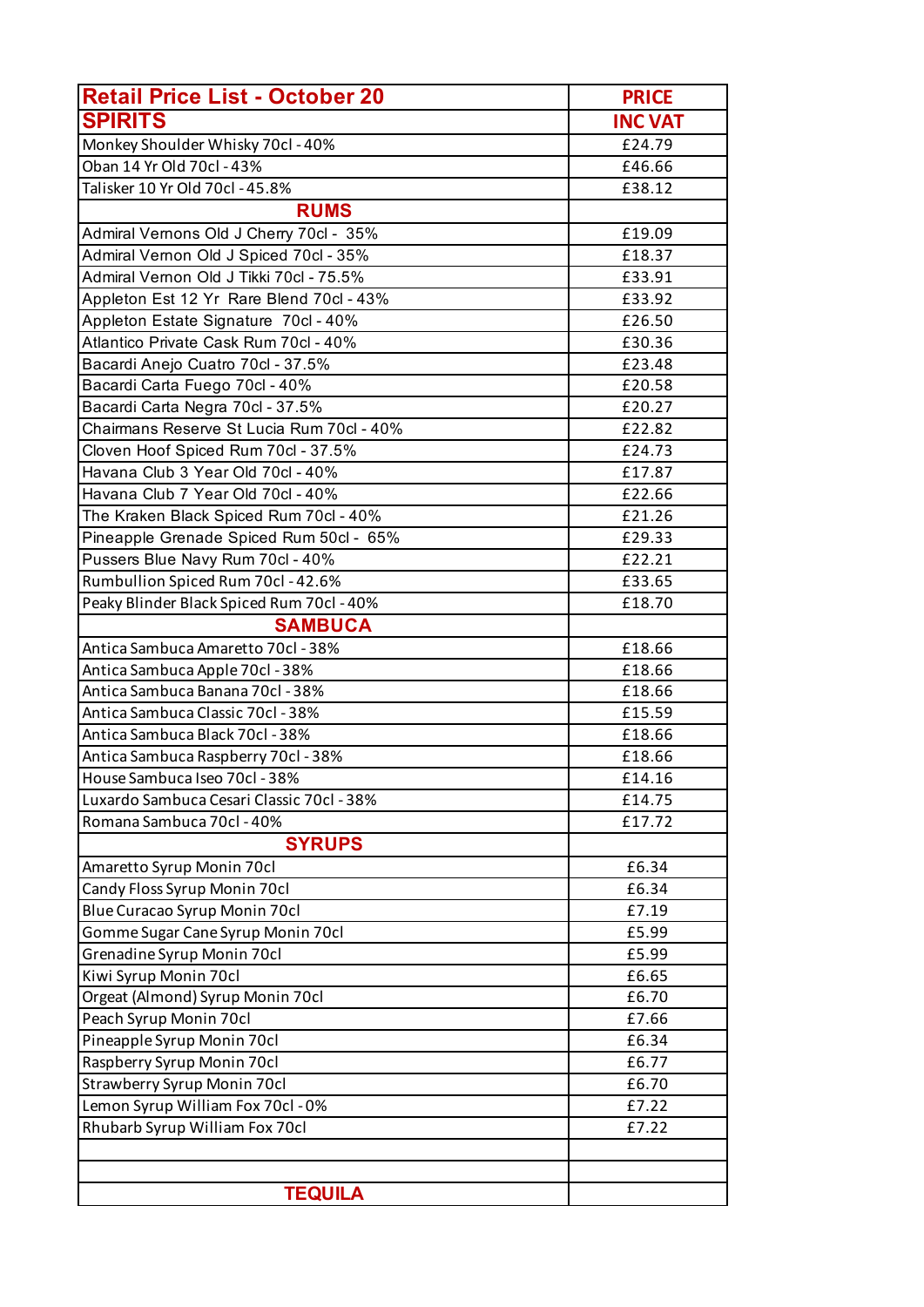| Retail Price List - October 20 | PRICE |
|---|---|
| SPIRITS | INC VAT |
| Monkey Shoulder Whisky 70cl - 40% | £24.79 |
| Oban 14 Yr Old 70cl - 43% | £46.66 |
| Talisker 10 Yr Old 70cl - 45.8% | £38.12 |
| RUMS | |
| Admiral Vernons Old J Cherry 70cl - 35% | £19.09 |
| Admiral Vernon Old J Spiced 70cl - 35% | £18.37 |
| Admiral Vernon Old J Tikki 70cl - 75.5% | £33.91 |
| Appleton Est 12 Yr Rare Blend 70cl - 43% | £33.92 |
| Appleton Estate Signature 70cl - 40% | £26.50 |
| Atlantico Private Cask Rum 70cl - 40% | £30.36 |
| Bacardi Anejo Cuatro 70cl - 37.5% | £23.48 |
| Bacardi Carta Fuego 70cl - 40% | £20.58 |
| Bacardi Carta Negra 70cl - 37.5% | £20.27 |
| Chairmans Reserve St Lucia Rum 70cl - 40% | £22.82 |
| Cloven Hoof Spiced Rum 70cl - 37.5% | £24.73 |
| Havana Club 3 Year Old 70cl - 40% | £17.87 |
| Havana Club 7 Year Old 70cl - 40% | £22.66 |
| The Kraken Black Spiced Rum 70cl - 40% | £21.26 |
| Pineapple Grenade Spiced Rum 50cl - 65% | £29.33 |
| Pussers Blue Navy Rum 70cl - 40% | £22.21 |
| Rumbullion Spiced Rum 70cl - 42.6% | £33.65 |
| Peaky Blinder Black Spiced Rum 70cl - 40% | £18.70 |
| SAMBUCA | |
| Antica Sambuca Amaretto 70cl - 38% | £18.66 |
| Antica Sambuca Apple 70cl - 38% | £18.66 |
| Antica Sambuca Banana 70cl - 38% | £18.66 |
| Antica Sambuca Classic 70cl - 38% | £15.59 |
| Antica Sambuca Black 70cl - 38% | £18.66 |
| Antica Sambuca Raspberry 70cl - 38% | £18.66 |
| House Sambuca Iseo 70cl - 38% | £14.16 |
| Luxardo Sambuca Cesari Classic 70cl - 38% | £14.75 |
| Romana Sambuca 70cl - 40% | £17.72 |
| SYRUPS | |
| Amaretto Syrup Monin 70cl | £6.34 |
| Candy Floss Syrup Monin 70cl | £6.34 |
| Blue Curacao Syrup Monin 70cl | £7.19 |
| Gomme Sugar Cane Syrup Monin 70cl | £5.99 |
| Grenadine Syrup Monin 70cl | £5.99 |
| Kiwi Syrup Monin 70cl | £6.65 |
| Orgeat (Almond) Syrup Monin 70cl | £6.70 |
| Peach Syrup Monin 70cl | £7.66 |
| Pineapple Syrup Monin 70cl | £6.34 |
| Raspberry Syrup Monin 70cl | £6.77 |
| Strawberry Syrup Monin 70cl | £6.70 |
| Lemon Syrup William Fox 70cl - 0% | £7.22 |
| Rhubarb Syrup William Fox 70cl | £7.22 |
| | |
| | |
| TEQUILA | |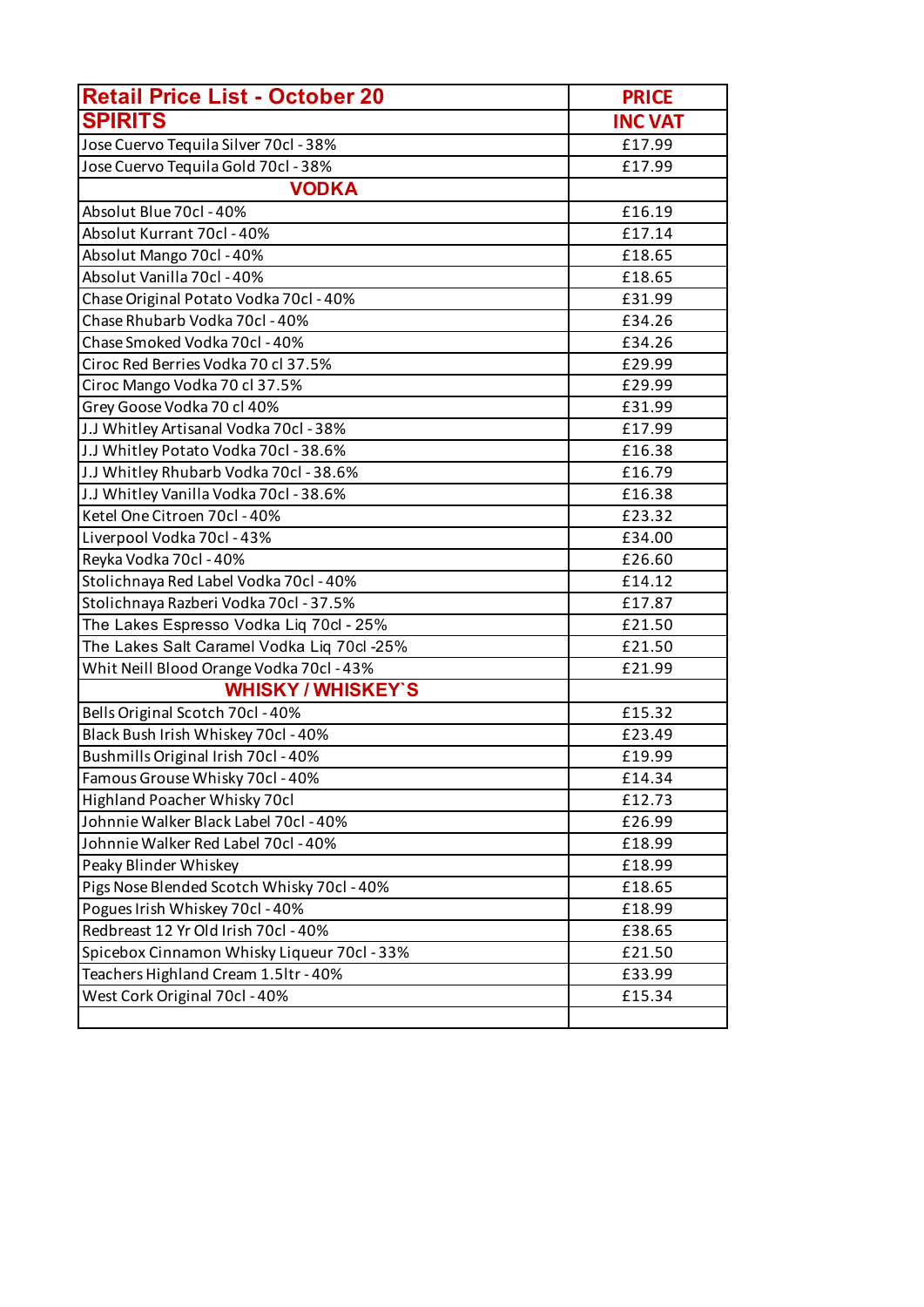| Retail Price List - October 20 | PRICE |
|---|---|
| SPIRITS | INC VAT |
| Jose Cuervo Tequila Silver 70cl - 38% | £17.99 |
| Jose Cuervo Tequila Gold 70cl - 38% | £17.99 |
| VODKA | |
| Absolut Blue 70cl - 40% | £16.19 |
| Absolut Kurrant 70cl - 40% | £17.14 |
| Absolut Mango 70cl - 40% | £18.65 |
| Absolut Vanilla 70cl - 40% | £18.65 |
| Chase Original Potato Vodka 70cl - 40% | £31.99 |
| Chase Rhubarb Vodka 70cl - 40% | £34.26 |
| Chase Smoked Vodka 70cl - 40% | £34.26 |
| Ciroc Red Berries Vodka 70 cl 37.5% | £29.99 |
| Ciroc Mango Vodka 70 cl 37.5% | £29.99 |
| Grey Goose Vodka 70 cl 40% | £31.99 |
| J.J Whitley Artisanal Vodka 70cl - 38% | £17.99 |
| J.J Whitley Potato Vodka 70cl - 38.6% | £16.38 |
| J.J Whitley Rhubarb Vodka 70cl - 38.6% | £16.79 |
| J.J Whitley Vanilla Vodka 70cl - 38.6% | £16.38 |
| Ketel One Citroen 70cl - 40% | £23.32 |
| Liverpool Vodka 70cl - 43% | £34.00 |
| Reyka Vodka 70cl - 40% | £26.60 |
| Stolichnaya Red Label Vodka 70cl - 40% | £14.12 |
| Stolichnaya Razberi Vodka 70cl - 37.5% | £17.87 |
| The Lakes Espresso Vodka Liq 70cl - 25% | £21.50 |
| The Lakes Salt Caramel Vodka Liq 70cl -25% | £21.50 |
| Whit Neill Blood Orange Vodka 70cl - 43% | £21.99 |
| WHISKY / WHISKEY`S | |
| Bells Original Scotch 70cl - 40% | £15.32 |
| Black Bush Irish Whiskey 70cl - 40% | £23.49 |
| Bushmills Original Irish 70cl - 40% | £19.99 |
| Famous Grouse Whisky 70cl - 40% | £14.34 |
| Highland Poacher Whisky 70cl | £12.73 |
| Johnnie Walker Black Label 70cl - 40% | £26.99 |
| Johnnie Walker Red Label 70cl - 40% | £18.99 |
| Peaky Blinder Whiskey | £18.99 |
| Pigs Nose Blended Scotch Whisky 70cl - 40% | £18.65 |
| Pogues Irish Whiskey 70cl - 40% | £18.99 |
| Redbreast 12 Yr Old Irish 70cl - 40% | £38.65 |
| Spicebox Cinnamon Whisky Liqueur 70cl - 33% | £21.50 |
| Teachers Highland Cream 1.5ltr - 40% | £33.99 |
| West Cork Original 70cl - 40% | £15.34 |
| | |